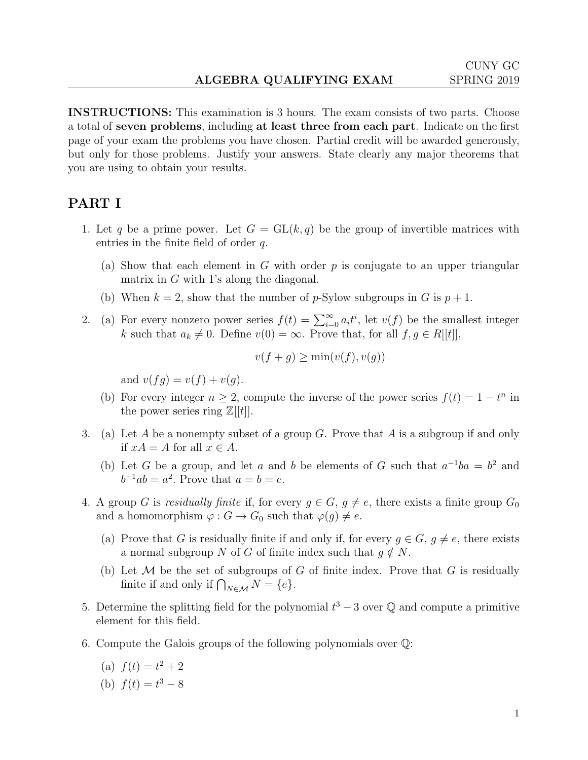CUNY GC

**ALGEBRA QUALIFYING EXAM** SPRING 2019

**INSTRUCTIONS:** This examination is 3 hours. The exam consists of two parts. Choose a total of **seven problems**, including **at least three from each part**. Indicate on the first page of your exam the problems you have chosen. Partial credit will be awarded generously, but only for those problems. Justify your answers. State clearly any major theorems that you are using to obtain your results.

## PART I

1. Let $q$ be a prime power. Let $G = \mathrm{GL}(k, q)$ be the group of invertible matrices with entries in the finite field of order $q$.
   (a) Show that each element in $G$ with order $p$ is conjugate to an upper triangular matrix in $G$ with 1's along the diagonal.
   (b) When $k = 2$, show that the number of $p$-Sylow subgroups in $G$ is $p + 1$.

2. (a) For every nonzero power series $f(t) = \sum_{i=0}^{\infty} a_i t^i$, let $v(f)$ be the smallest integer $k$ such that $a_k \neq 0$. Define $v(0) = \infty$. Prove that, for all $f, g \in R[[t]]$,
   $$v(f + g) \geq \min(v(f), v(g))$$
   and $v(fg) = v(f) + v(g)$.
   (b) For every integer $n \geq 2$, compute the inverse of the power series $f(t) = 1 - t^n$ in the power series ring $\mathbb{Z}[[t]]$.

3. (a) Let $A$ be a nonempty subset of a group $G$. Prove that $A$ is a subgroup if and only if $xA = A$ for all $x \in A$.
   (b) Let $G$ be a group, and let $a$ and $b$ be elements of $G$ such that $a^{-1}ba = b^2$ and $b^{-1}ab = a^2$. Prove that $a = b = e$.

4. A group $G$ is *residually finite* if, for every $g \in G$, $g \neq e$, there exists a finite group $G_0$ and a homomorphism $\varphi : G \to G_0$ such that $\varphi(g) \neq e$.
   (a) Prove that $G$ is residually finite if and only if, for every $g \in G$, $g \neq e$, there exists a normal subgroup $N$ of $G$ of finite index such that $g \notin N$.
   (b) Let $\mathcal{M}$ be the set of subgroups of $G$ of finite index. Prove that $G$ is residually finite if and only if $\bigcap_{N \in \mathcal{M}} N = \{e\}$.

5. Determine the splitting field for the polynomial $t^3 - 3$ over $\mathbb{Q}$ and compute a primitive element for this field.

6. Compute the Galois groups of the following polynomials over $\mathbb{Q}$:
   (a) $f(t) = t^2 + 2$
   (b) $f(t) = t^3 - 8$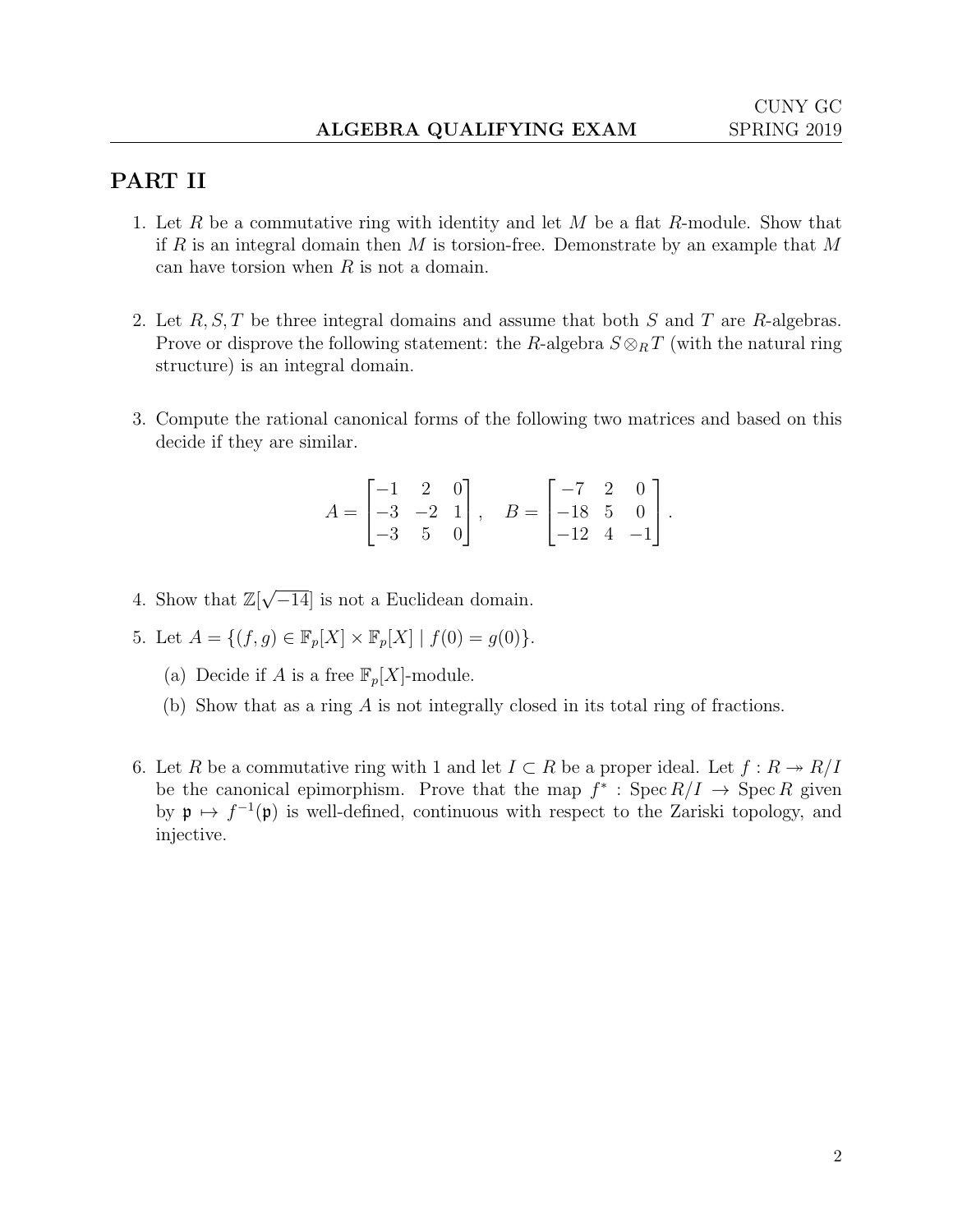## PART II

1. Let $R$ be a commutative ring with identity and let $M$ be a flat $R$-module. Show that if $R$ is an integral domain then $M$ is torsion-free. Demonstrate by an example that $M$ can have torsion when $R$ is not a domain.

2. Let $R, S, T$ be three integral domains and assume that both $S$ and $T$ are $R$-algebras. Prove or disprove the following statement: the $R$-algebra $S \otimes_R T$ (with the natural ring structure) is an integral domain.

3. Compute the rational canonical forms of the following two matrices and based on this decide if they are similar.

$$A = \begin{bmatrix} -1 & 2 & 0 \\ -3 & -2 & 1 \\ -3 & 5 & 0 \end{bmatrix}, \quad B = \begin{bmatrix} -7 & 2 & 0 \\ -18 & 5 & 0 \\ -12 & 4 & -1 \end{bmatrix}.$$

4. Show that $\mathbb{Z}[\sqrt{-14}]$ is not a Euclidean domain.

5. Let $A = \{(f, g) \in \mathbb{F}_p[X] \times \mathbb{F}_p[X] \mid f(0) = g(0)\}$.

   (a) Decide if $A$ is a free $\mathbb{F}_p[X]$-module.

   (b) Show that as a ring $A$ is not integrally closed in its total ring of fractions.

6. Let $R$ be a commutative ring with 1 and let $I \subset R$ be a proper ideal. Let $f : R \twoheadrightarrow R/I$ be the canonical epimorphism. Prove that the map $f^* : \operatorname{Spec} R/I \to \operatorname{Spec} R$ given by $\mathfrak{p} \mapsto f^{-1}(\mathfrak{p})$ is well-defined, continuous with respect to the Zariski topology, and injective.